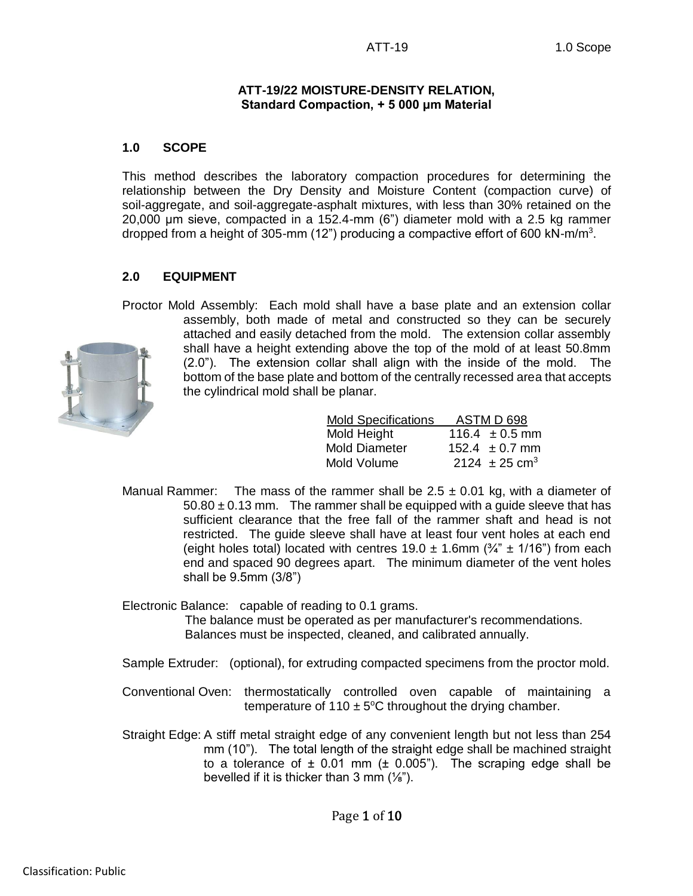# ATT-19/22 MOISTURE-DENSITY RELATION, Standard Compaction, + 5 000 µm Material

## 1.0 SCOPE

This method describes the laboratory compaction procedures for determining the relationship between the Dry Density and Moisture Content (compaction curve) of soil-aggregate, and soil-aggregate-asphalt mixtures, with less than 30% retained on the 20,000 µm sieve, compacted in a 152.4-mm (6") diameter mold with a 2.5 kg rammer dropped from a height of 305-mm (12") producing a compactive effort of 600 kN-m/m$^3$.

## 2.0 EQUIPMENT

Proctor Mold Assembly: Each mold shall have a base plate and an extension collar assembly, both made of metal and constructed so they can be securely attached and easily detached from the mold. The extension collar assembly shall have a height extending above the top of the mold of at least 50.8mm (2.0"). The extension collar shall align with the inside of the mold. The bottom of the base plate and bottom of the centrally recessed area that accepts the cylindrical mold shall be planar.

| Mold Specifications | ASTM D 698 |
|---|---|
| Mold Height | 116.4 ± 0.5 mm |
| Mold Diameter | 152.4 ± 0.7 mm |
| Mold Volume | 2124 ± 25 cm$^3$ |

Manual Rammer: The mass of the rammer shall be 2.5 ± 0.01 kg, with a diameter of 50.80 ± 0.13 mm. The rammer shall be equipped with a guide sleeve that has sufficient clearance that the free fall of the rammer shaft and head is not restricted. The guide sleeve shall have at least four vent holes at each end (eight holes total) located with centres 19.0 ± 1.6mm (¾" ± 1/16") from each end and spaced 90 degrees apart. The minimum diameter of the vent holes shall be 9.5mm (3/8")

Electronic Balance: capable of reading to 0.1 grams.
The balance must be operated as per manufacturer's recommendations.
Balances must be inspected, cleaned, and calibrated annually.

Sample Extruder: (optional), for extruding compacted specimens from the proctor mold.

Conventional Oven: thermostatically controlled oven capable of maintaining a temperature of 110 ± 5°C throughout the drying chamber.

Straight Edge: A stiff metal straight edge of any convenient length but not less than 254 mm (10"). The total length of the straight edge shall be machined straight to a tolerance of ± 0.01 mm (± 0.005"). The scraping edge shall be bevelled if it is thicker than 3 mm (⅛").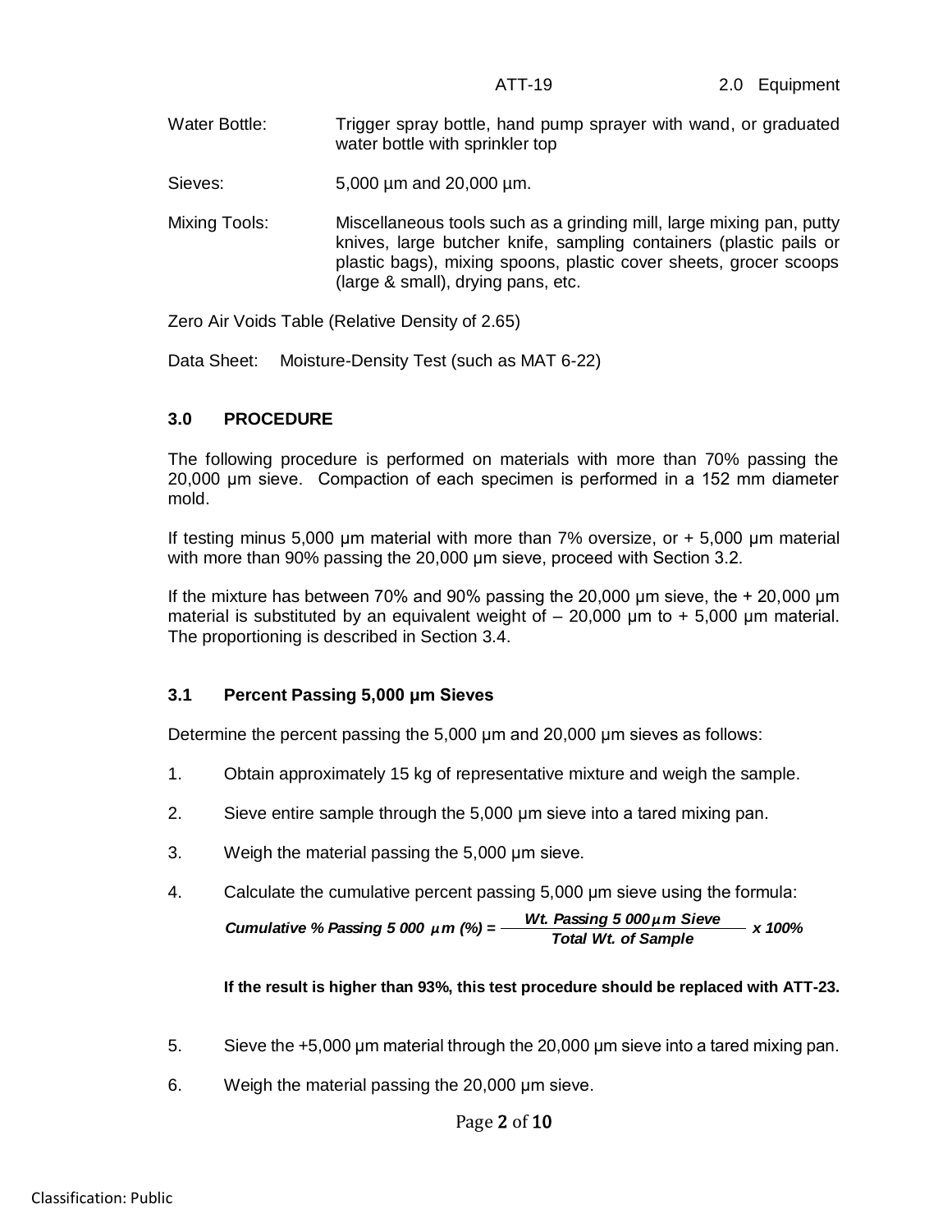Water Bottle: Trigger spray bottle, hand pump sprayer with wand, or graduated water bottle with sprinkler top

Sieves: 5,000 µm and 20,000 µm.

Mixing Tools: Miscellaneous tools such as a grinding mill, large mixing pan, putty knives, large butcher knife, sampling containers (plastic pails or plastic bags), mixing spoons, plastic cover sheets, grocer scoops (large & small), drying pans, etc.

Zero Air Voids Table (Relative Density of 2.65)

Data Sheet: Moisture-Density Test (such as MAT 6-22)

## 3.0 PROCEDURE

The following procedure is performed on materials with more than 70% passing the 20,000 µm sieve. Compaction of each specimen is performed in a 152 mm diameter mold.

If testing minus 5,000 µm material with more than 7% oversize, or + 5,000 µm material with more than 90% passing the 20,000 µm sieve, proceed with Section 3.2.

If the mixture has between 70% and 90% passing the 20,000 µm sieve, the + 20,000 µm material is substituted by an equivalent weight of – 20,000 µm to + 5,000 µm material. The proportioning is described in Section 3.4.

### 3.1 Percent Passing 5,000 µm Sieves

Determine the percent passing the 5,000 µm and 20,000 µm sieves as follows:

1. Obtain approximately 15 kg of representative mixture and weigh the sample.
2. Sieve entire sample through the 5,000 µm sieve into a tared mixing pan.
3. Weigh the material passing the 5,000 µm sieve.
4. Calculate the cumulative percent passing 5,000 µm sieve using the formula:

$$\textit{Cumulative \% Passing 5 000 } \mu m \ (\%) = \frac{\textit{Wt. Passing 5 000} \mu m \textit{ Sieve}}{\textit{Total Wt. of Sample}} \times 100\%$$

**If the result is higher than 93%, this test procedure should be replaced with ATT-23.**

5. Sieve the +5,000 µm material through the 20,000 µm sieve into a tared mixing pan.
6. Weigh the material passing the 20,000 µm sieve.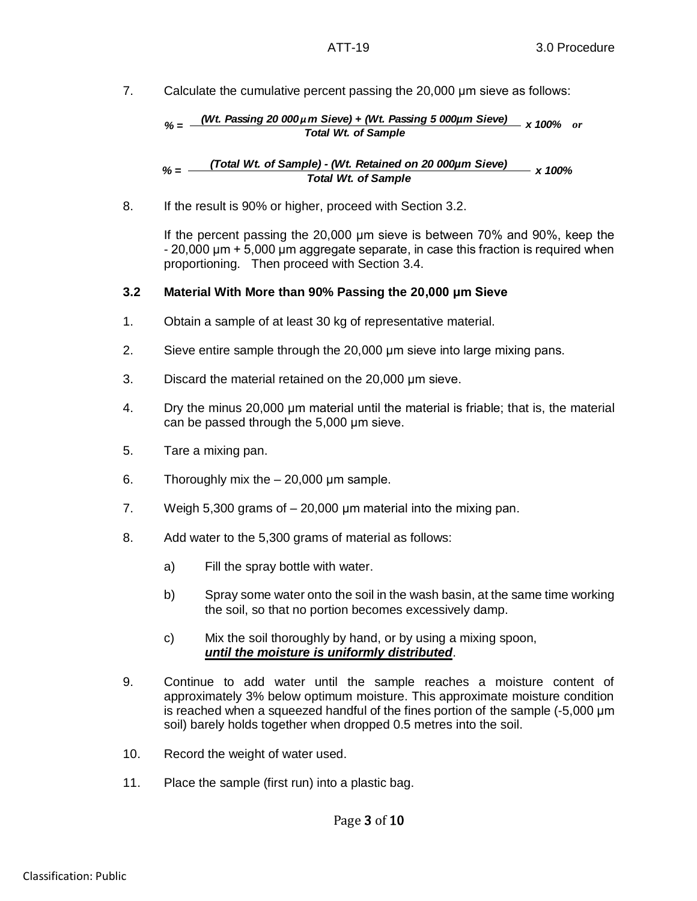7. Calculate the cumulative percent passing the 20,000 µm sieve as follows:

$$\% = \frac{\text{(Wt. Passing 20 000}\mu\text{m Sieve)} + \text{(Wt. Passing 5 000}\mu\text{m Sieve)}}{\text{Total Wt. of Sample}} \times 100\% \quad \textit{or}$$

$$\% = \frac{\text{(Total Wt. of Sample)} - \text{(Wt. Retained on 20 000}\mu\text{m Sieve)}}{\text{Total Wt. of Sample}} \times 100\%$$

8. If the result is 90% or higher, proceed with Section 3.2.

   If the percent passing the 20,000 µm sieve is between 70% and 90%, keep the - 20,000 µm + 5,000 µm aggregate separate, in case this fraction is required when proportioning. Then proceed with Section 3.4.

### 3.2 Material With More than 90% Passing the 20,000 µm Sieve

1. Obtain a sample of at least 30 kg of representative material.
2. Sieve entire sample through the 20,000 µm sieve into large mixing pans.
3. Discard the material retained on the 20,000 µm sieve.
4. Dry the minus 20,000 µm material until the material is friable; that is, the material can be passed through the 5,000 µm sieve.
5. Tare a mixing pan.
6. Thoroughly mix the – 20,000 µm sample.
7. Weigh 5,300 grams of – 20,000 µm material into the mixing pan.
8. Add water to the 5,300 grams of material as follows:
   a) Fill the spray bottle with water.
   b) Spray some water onto the soil in the wash basin, at the same time working the soil, so that no portion becomes excessively damp.
   c) Mix the soil thoroughly by hand, or by using a mixing spoon, ***until the moisture is uniformly distributed***.
9. Continue to add water until the sample reaches a moisture content of approximately 3% below optimum moisture. This approximate moisture condition is reached when a squeezed handful of the fines portion of the sample (-5,000 µm soil) barely holds together when dropped 0.5 metres into the soil.
10. Record the weight of water used.
11. Place the sample (first run) into a plastic bag.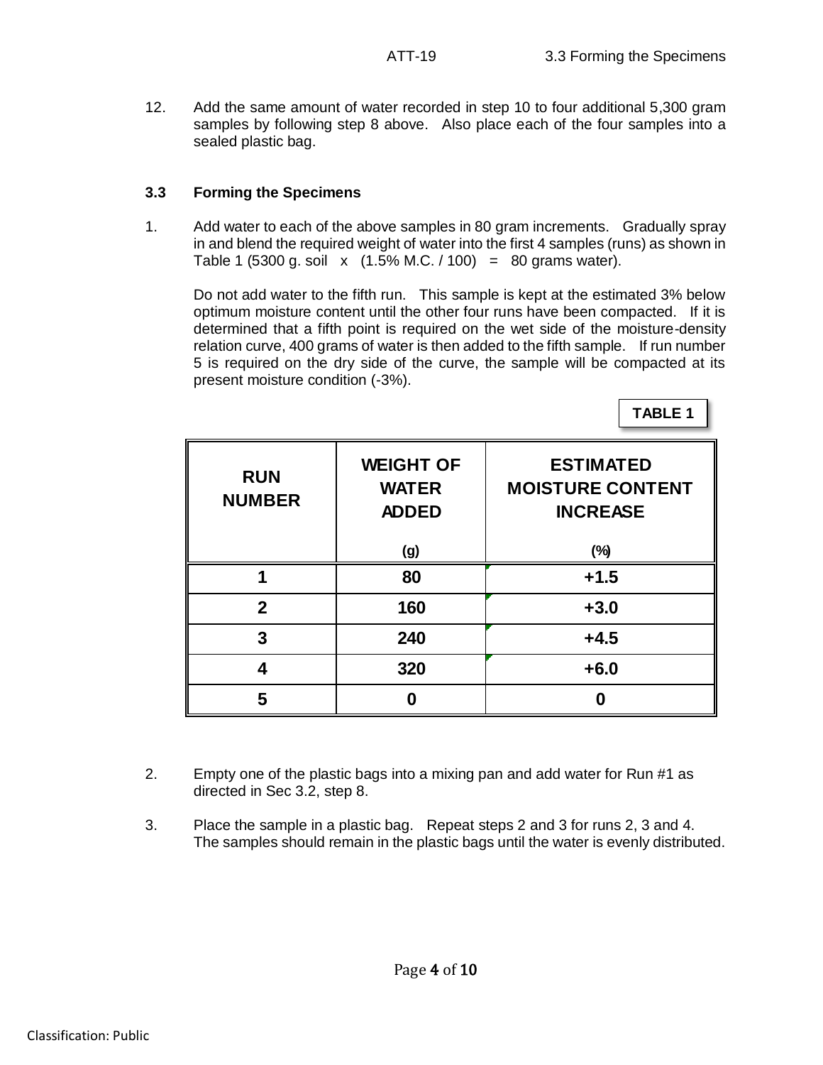12. Add the same amount of water recorded in step 10 to four additional 5,300 gram samples by following step 8 above. Also place each of the four samples into a sealed plastic bag.

### 3.3 Forming the Specimens

1. Add water to each of the above samples in 80 gram increments. Gradually spray in and blend the required weight of water into the first 4 samples (runs) as shown in Table 1 (5300 g. soil x (1.5% M.C. / 100) = 80 grams water).

   Do not add water to the fifth run. This sample is kept at the estimated 3% below optimum moisture content until the other four runs have been compacted. If it is determined that a fifth point is required on the wet side of the moisture-density relation curve, 400 grams of water is then added to the fifth sample. If run number 5 is required on the dry side of the curve, the sample will be compacted at its present moisture condition (-3%).

**TABLE 1**

| RUN NUMBER | WEIGHT OF WATER ADDED (g) | ESTIMATED MOISTURE CONTENT INCREASE (%) |
|---|---|---|
| 1 | 80 | +1.5 |
| 2 | 160 | +3.0 |
| 3 | 240 | +4.5 |
| 4 | 320 | +6.0 |
| 5 | 0 | 0 |

2. Empty one of the plastic bags into a mixing pan and add water for Run #1 as directed in Sec 3.2, step 8.

3. Place the sample in a plastic bag. Repeat steps 2 and 3 for runs 2, 3 and 4. The samples should remain in the plastic bags until the water is evenly distributed.

Classification: Public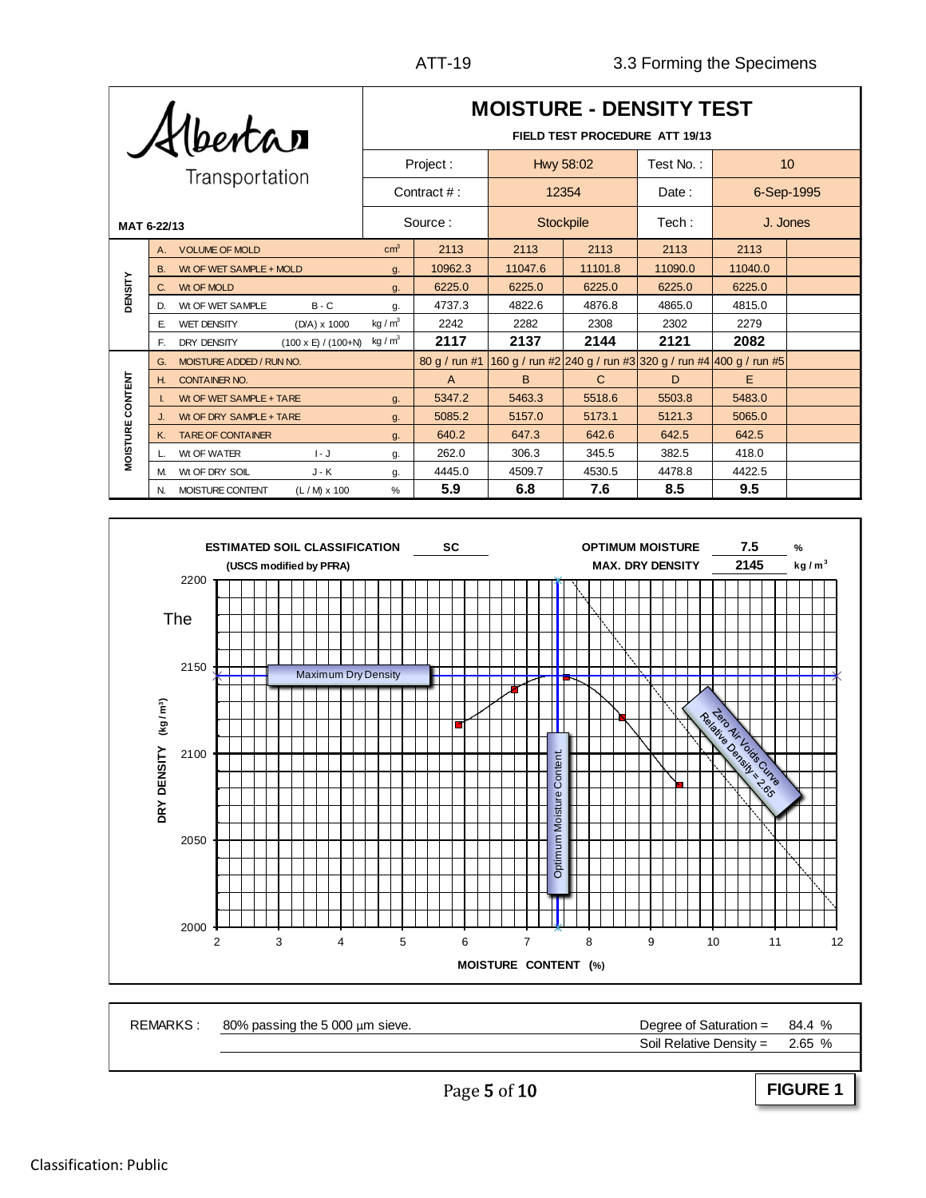# MOISTURE - DENSITY TEST

**FIELD TEST PROCEDURE ATT 19/13**

Alberta Transportation

MAT 6-22/13

| Project : | Hwy 58:02 | Test No. : | 10 |
|---|---|---|---|
| Contract # : | 12354 | Date : | 6-Sep-1995 |
| Source : | Stockpile | Tech : | J. Jones |

| | | | | | | | | | |
|---|---|---|---|---|---|---|---|---|---|
| **DENSITY** | A. VOLUME OF MOLD | | $cm^3$ | 2113 | 2113 | 2113 | 2113 | 2113 | |
| | B. Wt OF WET SAMPLE + MOLD | | g. | 10962.3 | 11047.6 | 11101.8 | 11090.0 | 11040.0 | |
| | C. Wt OF MOLD | | g. | 6225.0 | 6225.0 | 6225.0 | 6225.0 | 6225.0 | |
| | D. Wt OF WET SAMPLE | B - C | g. | 4737.3 | 4822.6 | 4876.8 | 4865.0 | 4815.0 | |
| | E. WET DENSITY | (D/A) x 1000 | kg / $m^3$ | 2242 | 2282 | 2308 | 2302 | 2279 | |
| | F. DRY DENSITY | (100 x E) / (100+N) | kg / $m^3$ | **2117** | **2137** | **2144** | **2121** | **2082** | |
| **MOISTURE CONTENT** | G. MOISTURE ADDED / RUN NO. | | | 80 g / run #1 | 160 g / run #2 | 240 g / run #3 | 320 g / run #4 | 400 g / run #5 | |
| | H. CONTAINER NO. | | | A | B | C | D | E | |
| | I. Wt OF WET SAMPLE + TARE | | g. | 5347.2 | 5463.3 | 5518.6 | 5503.8 | 5483.0 | |
| | J. Wt OF DRY SAMPLE + TARE | | g. | 5085.2 | 5157.0 | 5173.1 | 5121.3 | 5065.0 | |
| | K. TARE OF CONTAINER | | g. | 640.2 | 647.3 | 642.6 | 642.5 | 642.5 | |
| | L. Wt OF WATER | I - J | g. | 262.0 | 306.3 | 345.5 | 382.5 | 418.0 | |
| | M. Wt OF DRY SOIL | J - K | g. | 4445.0 | 4509.7 | 4530.5 | 4478.8 | 4422.5 | |
| | N. MOISTURE CONTENT | (L / M) x 100 | % | **5.9** | **6.8** | **7.6** | **8.5** | **9.5** | |

**ESTIMATED SOIL CLASSIFICATION** SC
(USCS modified by PFRA)

**OPTIMUM MOISTURE** 7.5 %
**MAX. DRY DENSITY** 2145 kg / $m^3$

REMARKS : 80% passing the 5 000 µm sieve.

Degree of Saturation = 84.4 %
Soil Relative Density = 2.65 %

**FIGURE 1**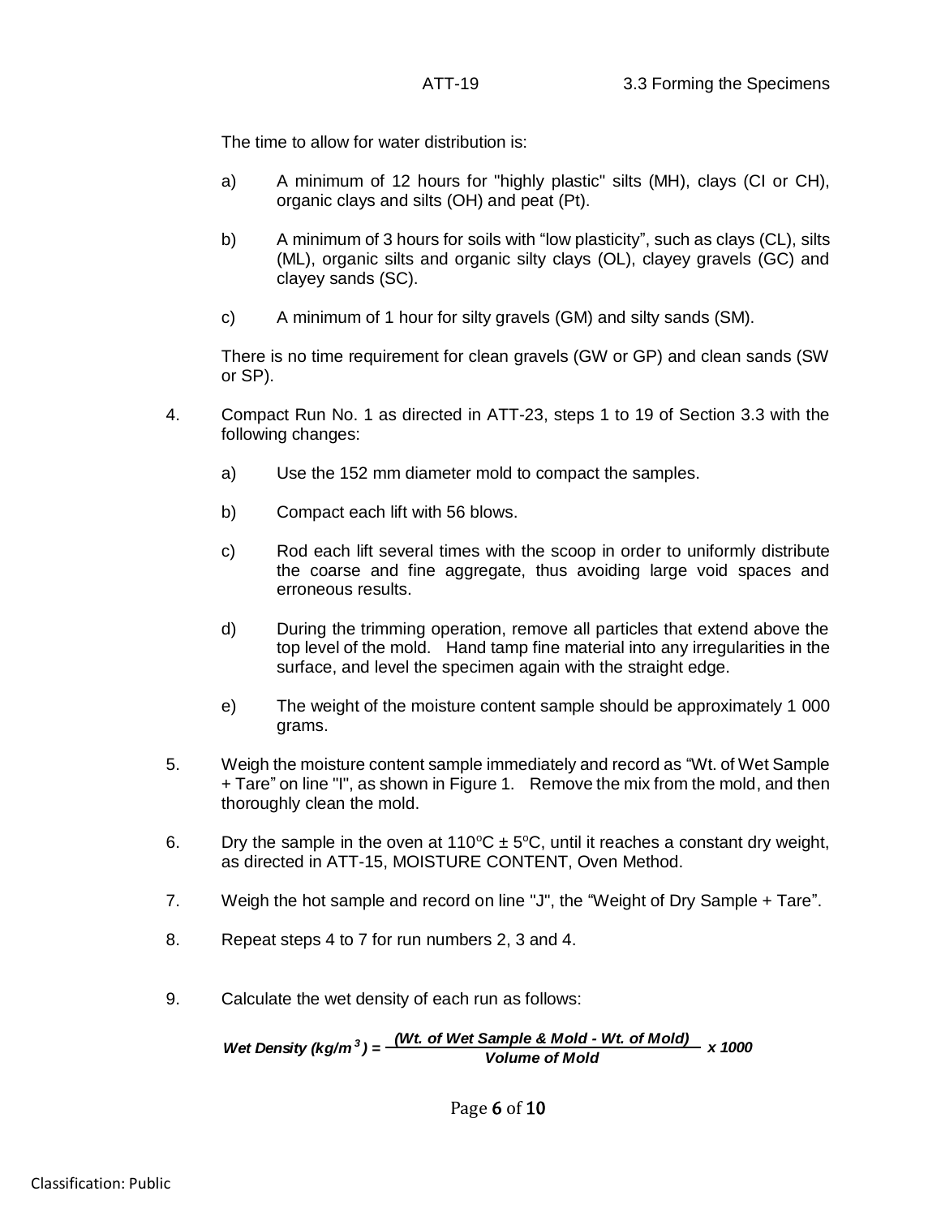The time to allow for water distribution is:

a) A minimum of 12 hours for "highly plastic" silts (MH), clays (CI or CH), organic clays and silts (OH) and peat (Pt).

b) A minimum of 3 hours for soils with "low plasticity", such as clays (CL), silts (ML), organic silts and organic silty clays (OL), clayey gravels (GC) and clayey sands (SC).

c) A minimum of 1 hour for silty gravels (GM) and silty sands (SM).

There is no time requirement for clean gravels (GW or GP) and clean sands (SW or SP).

4. Compact Run No. 1 as directed in ATT-23, steps 1 to 19 of Section 3.3 with the following changes:

   a) Use the 152 mm diameter mold to compact the samples.

   b) Compact each lift with 56 blows.

   c) Rod each lift several times with the scoop in order to uniformly distribute the coarse and fine aggregate, thus avoiding large void spaces and erroneous results.

   d) During the trimming operation, remove all particles that extend above the top level of the mold. Hand tamp fine material into any irregularities in the surface, and level the specimen again with the straight edge.

   e) The weight of the moisture content sample should be approximately 1 000 grams.

5. Weigh the moisture content sample immediately and record as "Wt. of Wet Sample + Tare" on line "I", as shown in Figure 1. Remove the mix from the mold, and then thoroughly clean the mold.

6. Dry the sample in the oven at $110^{o}C \pm 5^{o}C$, until it reaches a constant dry weight, as directed in ATT-15, MOISTURE CONTENT, Oven Method.

7. Weigh the hot sample and record on line "J", the "Weight of Dry Sample + Tare".

8. Repeat steps 4 to 7 for run numbers 2, 3 and 4.

9. Calculate the wet density of each run as follows:

$$\textit{Wet Density } (kg/m^3) = \frac{\textit{(Wt. of Wet Sample \& Mold - Wt. of Mold)}}{\textit{Volume of Mold}} \times 1000$$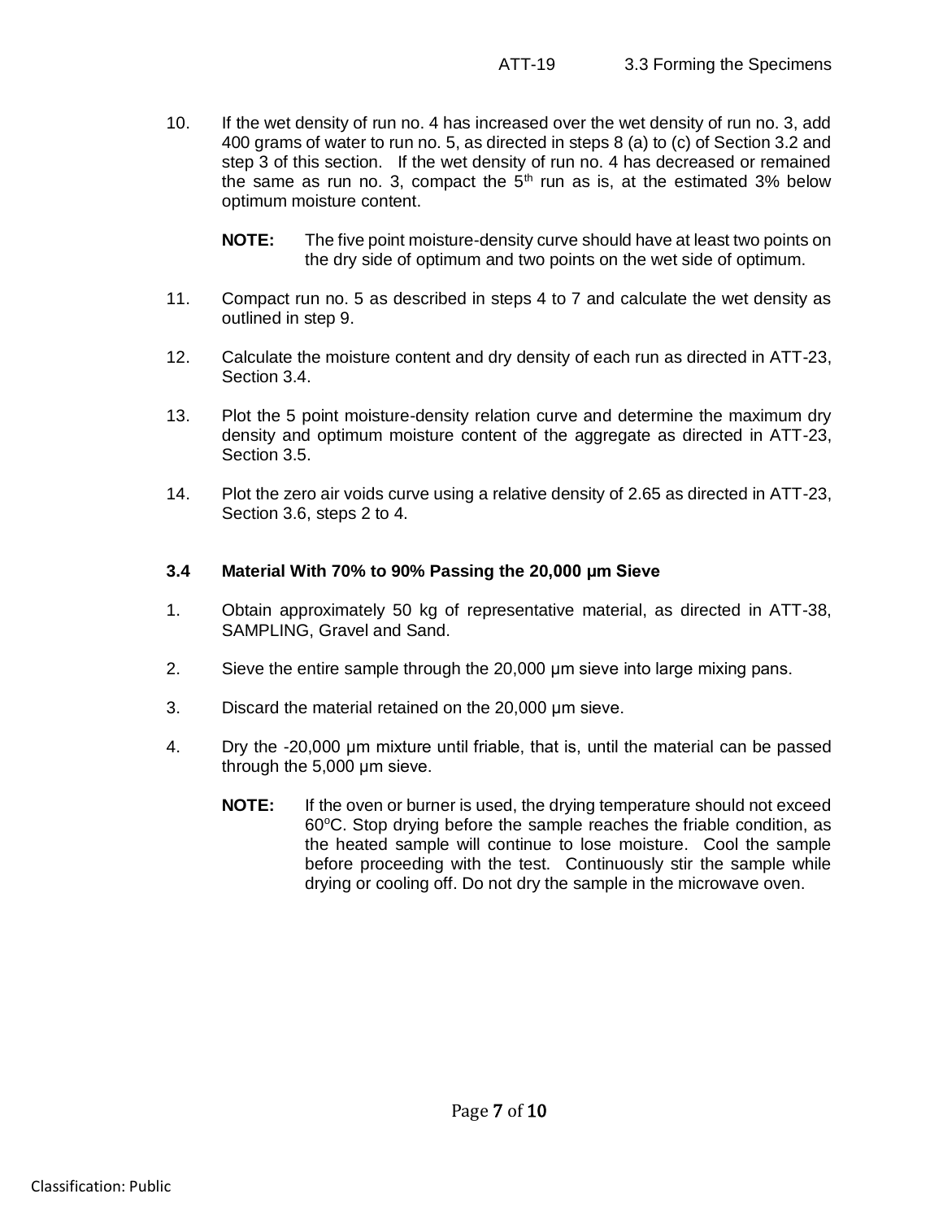10. If the wet density of run no. 4 has increased over the wet density of run no. 3, add 400 grams of water to run no. 5, as directed in steps 8 (a) to (c) of Section 3.2 and step 3 of this section. If the wet density of run no. 4 has decreased or remained the same as run no. 3, compact the 5th run as is, at the estimated 3% below optimum moisture content.

    **NOTE:** The five point moisture-density curve should have at least two points on the dry side of optimum and two points on the wet side of optimum.

11. Compact run no. 5 as described in steps 4 to 7 and calculate the wet density as outlined in step 9.

12. Calculate the moisture content and dry density of each run as directed in ATT-23, Section 3.4.

13. Plot the 5 point moisture-density relation curve and determine the maximum dry density and optimum moisture content of the aggregate as directed in ATT-23, Section 3.5.

14. Plot the zero air voids curve using a relative density of 2.65 as directed in ATT-23, Section 3.6, steps 2 to 4.

### 3.4 Material With 70% to 90% Passing the 20,000 µm Sieve

1. Obtain approximately 50 kg of representative material, as directed in ATT-38, SAMPLING, Gravel and Sand.

2. Sieve the entire sample through the 20,000 µm sieve into large mixing pans.

3. Discard the material retained on the 20,000 µm sieve.

4. Dry the -20,000 µm mixture until friable, that is, until the material can be passed through the 5,000 µm sieve.

    **NOTE:** If the oven or burner is used, the drying temperature should not exceed 60°C. Stop drying before the sample reaches the friable condition, as the heated sample will continue to lose moisture. Cool the sample before proceeding with the test. Continuously stir the sample while drying or cooling off. Do not dry the sample in the microwave oven.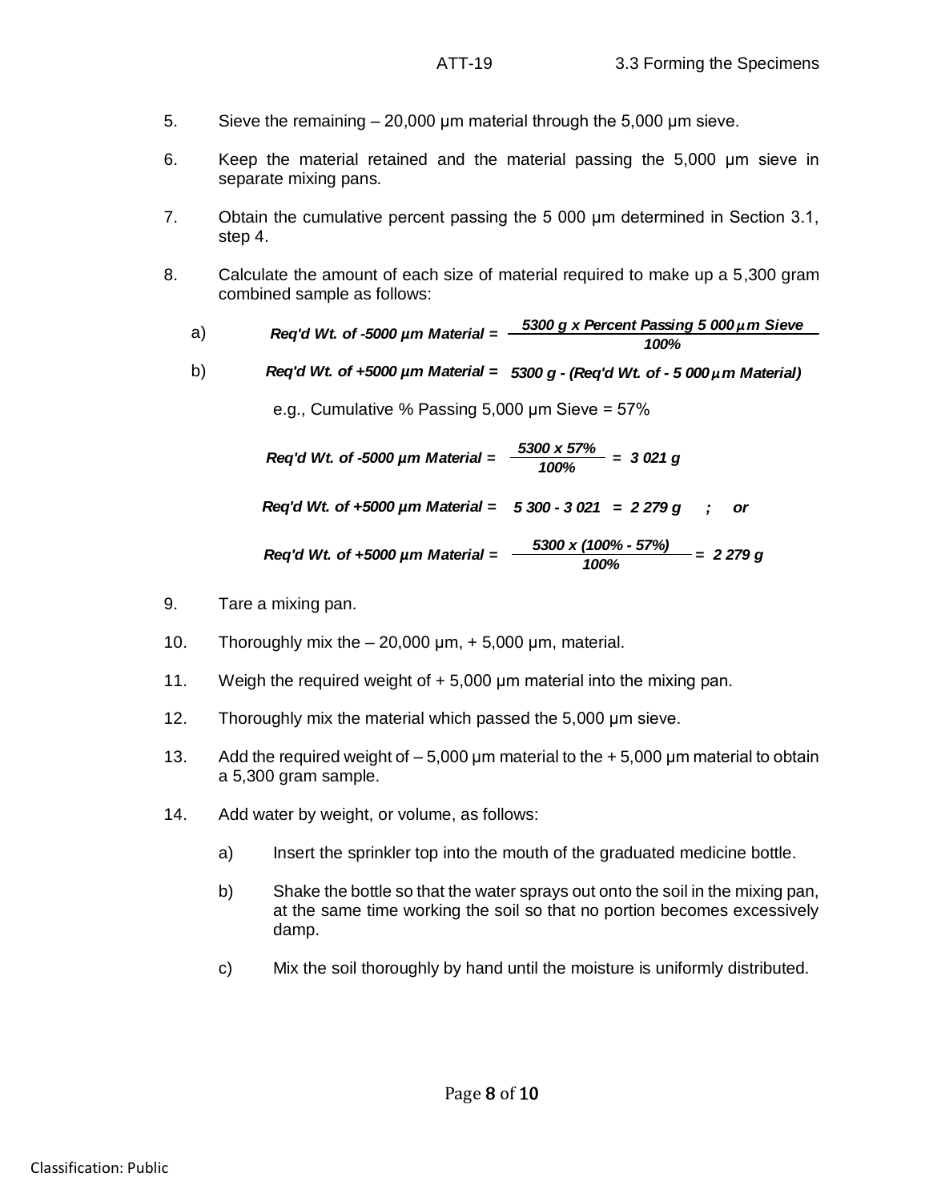5. Sieve the remaining – 20,000 μm material through the 5,000 μm sieve.

6. Keep the material retained and the material passing the 5,000 μm sieve in separate mixing pans.

7. Obtain the cumulative percent passing the 5 000 μm determined in Section 3.1, step 4.

8. Calculate the amount of each size of material required to make up a 5,300 gram combined sample as follows:

   a) $$\textit{Req'd Wt. of -5000 μm Material} = \frac{\textit{5300 g x Percent Passing 5 000 μm Sieve}}{\textit{100\%}}$$

   b) $$\textit{Req'd Wt. of +5000 μm Material} = \textit{5300 g - (Req'd Wt. of - 5 000 μm Material)}$$

   e.g., Cumulative % Passing 5,000 μm Sieve = 57%

   $$\textit{Req'd Wt. of -5000 μm Material} = \frac{5300 \times 57\%}{100\%} = 3\,021 \text{ g}$$

   $$\textit{Req'd Wt. of +5000 μm Material} = 5\,300 - 3\,021 = 2\,279 \text{ g} \quad ; \quad \textit{or}$$

   $$\textit{Req'd Wt. of +5000 μm Material} = \frac{5300 \times (100\% - 57\%)}{100\%} = 2\,279 \text{ g}$$

9. Tare a mixing pan.

10. Thoroughly mix the – 20,000 μm, + 5,000 μm, material.

11. Weigh the required weight of + 5,000 μm material into the mixing pan.

12. Thoroughly mix the material which passed the 5,000 μm sieve.

13. Add the required weight of – 5,000 μm material to the + 5,000 μm material to obtain a 5,300 gram sample.

14. Add water by weight, or volume, as follows:

    a) Insert the sprinkler top into the mouth of the graduated medicine bottle.

    b) Shake the bottle so that the water sprays out onto the soil in the mixing pan, at the same time working the soil so that no portion becomes excessively damp.

    c) Mix the soil thoroughly by hand until the moisture is uniformly distributed.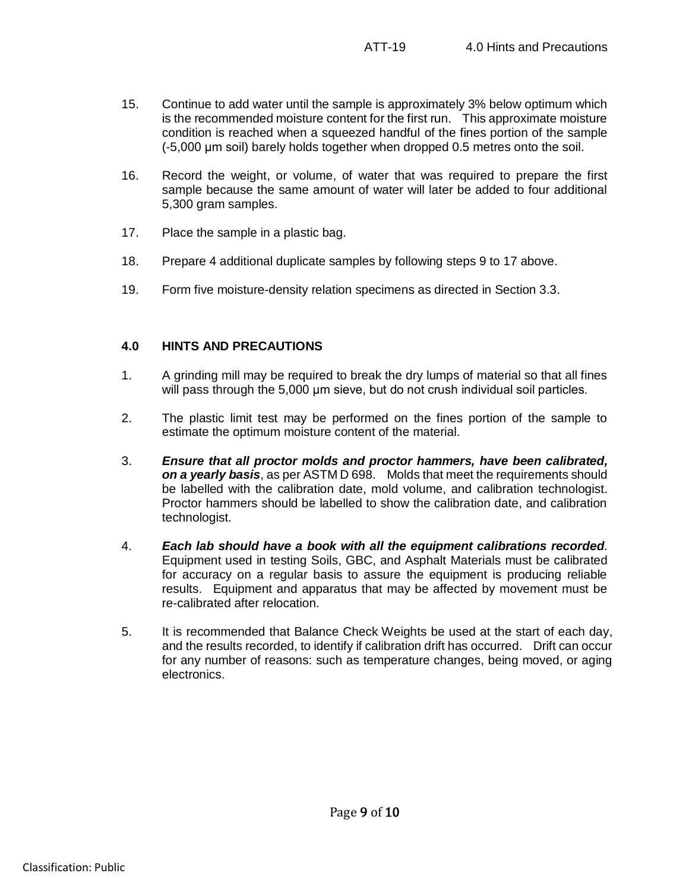15. Continue to add water until the sample is approximately 3% below optimum which is the recommended moisture content for the first run. This approximate moisture condition is reached when a squeezed handful of the fines portion of the sample (-5,000 μm soil) barely holds together when dropped 0.5 metres onto the soil.

16. Record the weight, or volume, of water that was required to prepare the first sample because the same amount of water will later be added to four additional 5,300 gram samples.

17. Place the sample in a plastic bag.

18. Prepare 4 additional duplicate samples by following steps 9 to 17 above.

19. Form five moisture-density relation specimens as directed in Section 3.3.

## 4.0 HINTS AND PRECAUTIONS

1. A grinding mill may be required to break the dry lumps of material so that all fines will pass through the 5,000 μm sieve, but do not crush individual soil particles.

2. The plastic limit test may be performed on the fines portion of the sample to estimate the optimum moisture content of the material.

3. ***Ensure that all proctor molds and proctor hammers, have been calibrated, on a yearly basis***, as per ASTM D 698. Molds that meet the requirements should be labelled with the calibration date, mold volume, and calibration technologist. Proctor hammers should be labelled to show the calibration date, and calibration technologist.

4. ***Each lab should have a book with all the equipment calibrations recorded***. Equipment used in testing Soils, GBC, and Asphalt Materials must be calibrated for accuracy on a regular basis to assure the equipment is producing reliable results. Equipment and apparatus that may be affected by movement must be re-calibrated after relocation.

5. It is recommended that Balance Check Weights be used at the start of each day, and the results recorded, to identify if calibration drift has occurred. Drift can occur for any number of reasons: such as temperature changes, being moved, or aging electronics.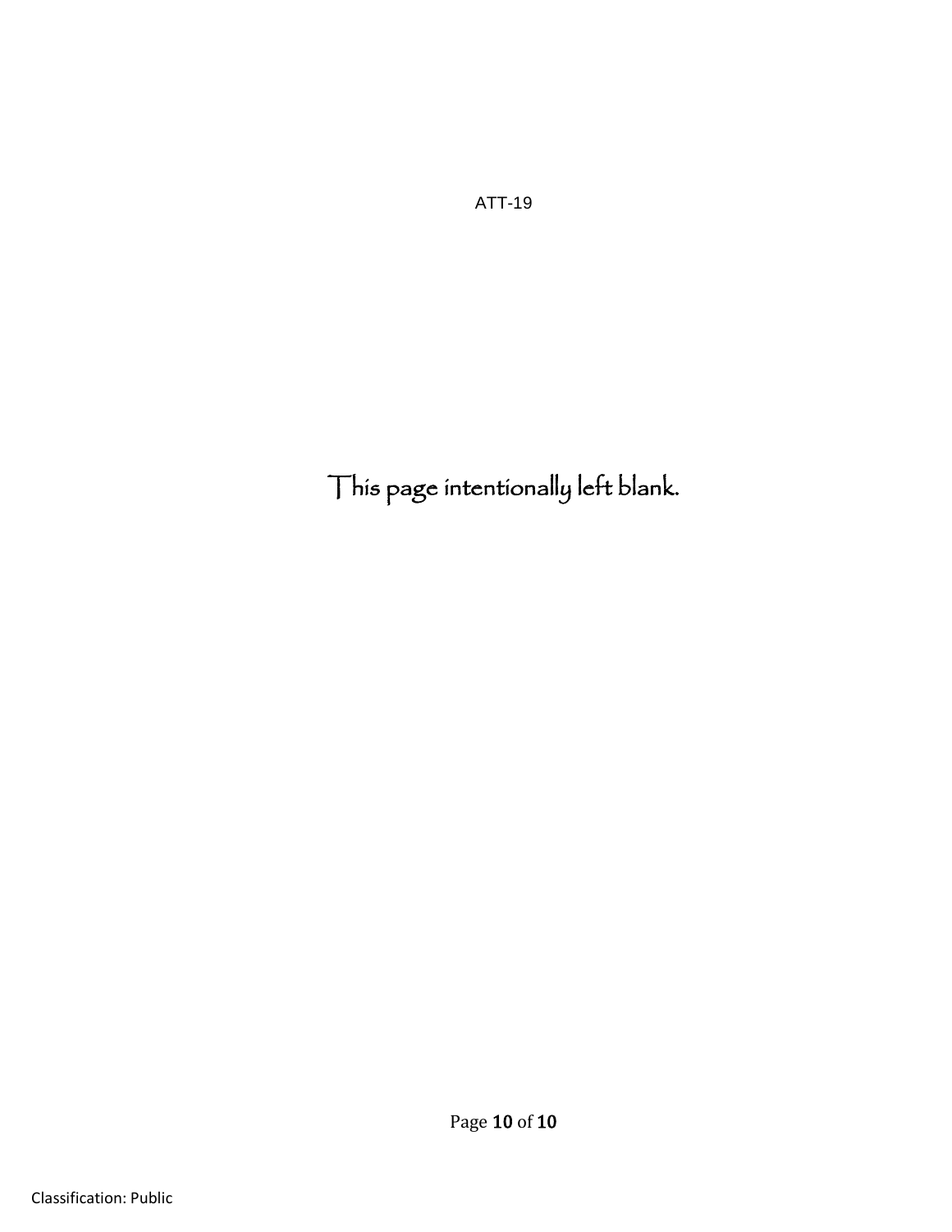ATT-19

This page intentionally left blank.

Classification: Public